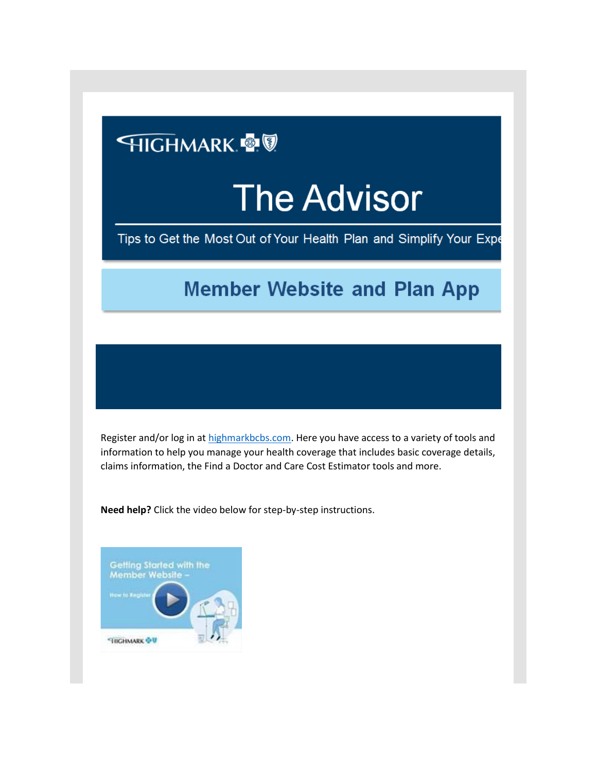HIGHMARK

# The Advisor

Tips to Get the Most Out of Your Health Plan and Simplify Your Expe

## Member Website and Plan App

Register and/or log in at [highmarkbcbs.com](highmarkbcbs.com). Here you have access to a variety of tools and information to help you manage your health coverage that includes basic coverage details, claims information, the Find a Doctor and Care Cost Estimator tools and more.

**Need help?** Click the video below for step-by-step instructions.

Getting Started with the Member Website – How to Register

HIGHMARK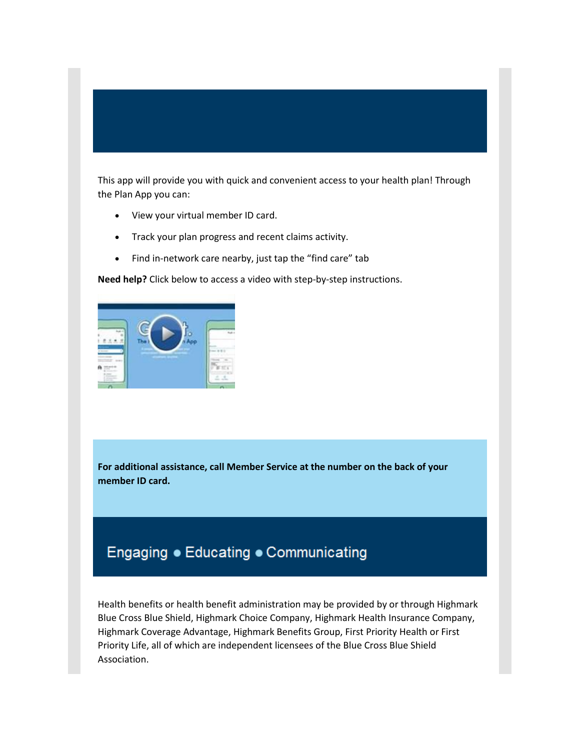This app will provide you with quick and convenient access to your health plan! Through the Plan App you can:

- View your virtual member ID card.
- Track your plan progress and recent claims activity.
- Find in-network care nearby, just tap the "find care" tab

**Need help?** Click below to access a video with step-by-step instructions.

**For additional assistance, call Member Service at the number on the back of your member ID card.**

Engaging • Educating • Communicating

Health benefits or health benefit administration may be provided by or through Highmark Blue Cross Blue Shield, Highmark Choice Company, Highmark Health Insurance Company, Highmark Coverage Advantage, Highmark Benefits Group, First Priority Health or First Priority Life, all of which are independent licensees of the Blue Cross Blue Shield Association.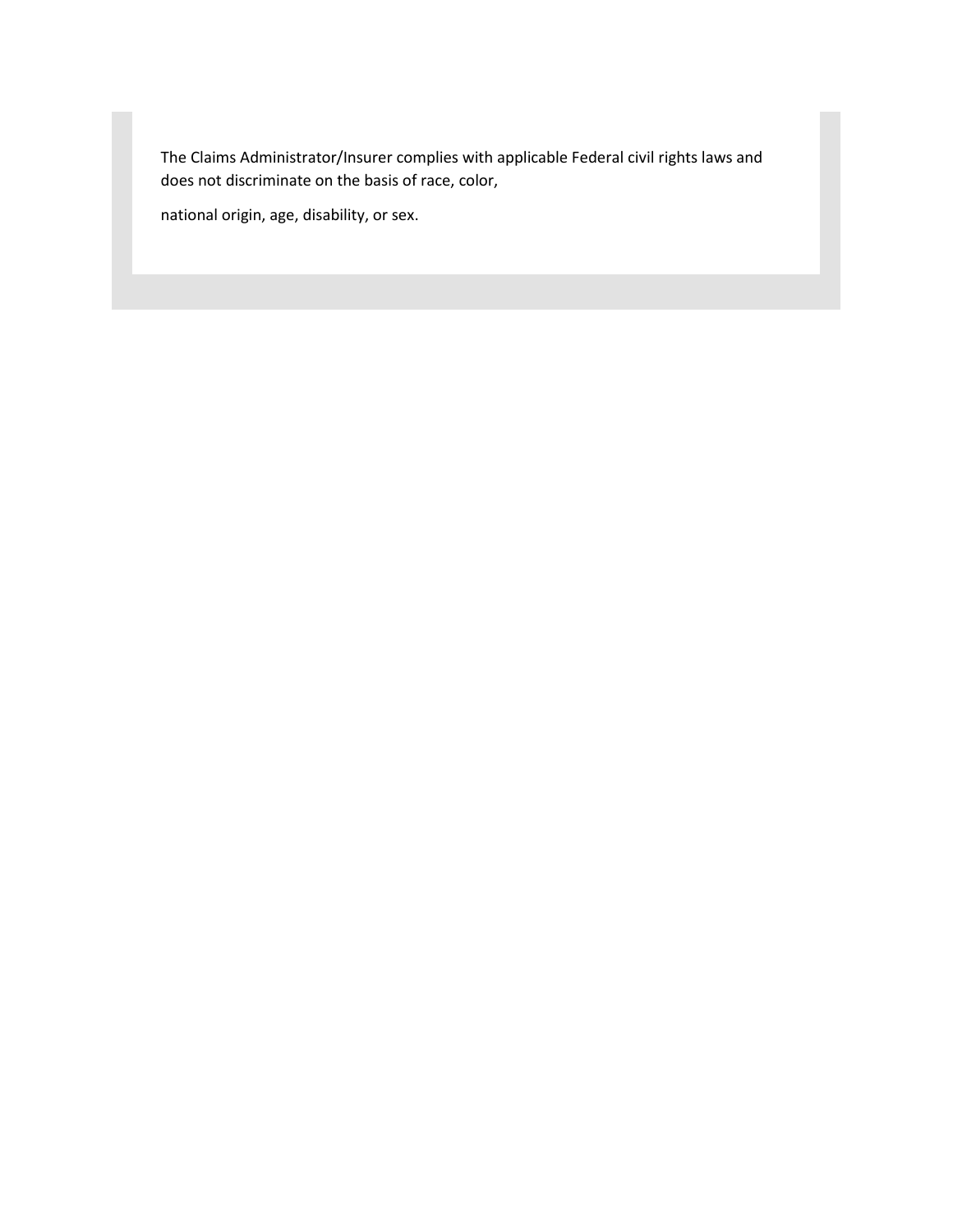The Claims Administrator/Insurer complies with applicable Federal civil rights laws and does not discriminate on the basis of race, color,

national origin, age, disability, or sex.